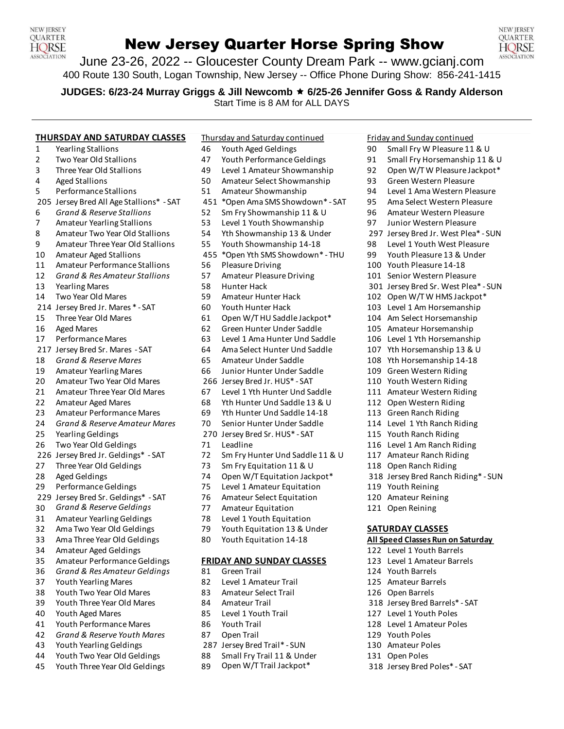# New Jersey Quarter Horse Spring Show

June 23-26, 2022 -- Gloucester County Dream Park -- www.gcianj.com

400 Route 130 South, Logan Township, New Jersey -- Office Phone During Show: 856-241-1415

**JUDGES: 6/23-24 Murray Griggs & Jill Newcomb ★ 6/25-26 Jennifer Goss & Randy Alderson**

Start Time is 8 AM for ALL DAYS

---

**THURSDAY AND SATURDAY CLASSES**

1 Yearling Stallions
2 Two Year Old Stallions
3 Three Year Old Stallions
4 Aged Stallions
5 Performance Stallions
205 Jersey Bred All Age Stallions* - SAT
6 *Grand & Reserve Stallions*
7 Amateur Yearling Stallions
8 Amateur Two Year Old Stallions
9 Amateur Three Year Old Stallions
10 Amateur Aged Stallions
11 Amateur Performance Stallions
12 *Grand & Res Amateur Stallions*
13 Yearling Mares
14 Two Year Old Mares
214 Jersey Bred Jr. Mares * - SAT
15 Three Year Old Mares
16 Aged Mares
17 Performance Mares
217 Jersey Bred Sr. Mares - SAT
18 *Grand & Reserve Mares*
19 Amateur Yearling Mares
20 Amateur Two Year Old Mares
21 Amateur Three Year Old Mares
22 Amateur Aged Mares
23 Amateur Performance Mares
24 *Grand & Reserve Amateur Mares*
25 Yearling Geldings
26 Two Year Old Geldings
226 Jersey Bred Jr. Geldings* - SAT
27 Three Year Old Geldings
28 Aged Geldings
29 Performance Geldings
229 Jersey Bred Sr. Geldings* - SAT
30 *Grand & Reserve Geldings*
31 Amateur Yearling Geldings
32 Ama Two Year Old Geldings
33 Ama Three Year Old Geldings
34 Amateur Aged Geldings
35 Amateur Performance Geldings
36 *Grand & Res Amateur Geldings*
37 Youth Yearling Mares
38 Youth Two Year Old Mares
39 Youth Three Year Old Mares
40 Youth Aged Mares
41 Youth Performance Mares
42 *Grand & Reserve Youth Mares*
43 Youth Yearling Geldings
44 Youth Two Year Old Geldings
45 Youth Three Year Old Geldings

Thursday and Saturday continued

46 Youth Aged Geldings
47 Youth Performance Geldings
49 Level 1 Amateur Showmanship
50 Amateur Select Showmanship
51 Amateur Showmanship
451 *Open Ama SMS Showdown* - SAT
52 Sm Fry Showmanship 11 & U
53 Level 1 Youth Showmanship
54 Yth Showmanship 13 & Under
55 Youth Showmanship 14-18
455 *Open Yth SMS Showdown* - THU
56 Pleasure Driving
57 Amateur Pleasure Driving
58 Hunter Hack
59 Amateur Hunter Hack
60 Youth Hunter Hack
61 Open W/T HU Saddle Jackpot*
62 Green Hunter Under Saddle
63 Level 1 Ama Hunter Und Saddle
64 Ama Select Hunter Und Saddle
65 Amateur Under Saddle
66 Junior Hunter Under Saddle
266 Jersey Bred Jr. HUS* - SAT
67 Level 1 Yth Hunter Und Saddle
68 Yth Hunter Und Saddle 13 & U
69 Yth Hunter Und Saddle 14-18
70 Senior Hunter Under Saddle
270 Jersey Bred Sr. HUS* - SAT
71 Leadline
72 Sm Fry Hunter Und Saddle 11 & U
73 Sm Fry Equitation 11 & U
74 Open W/T Equitation Jackpot*
75 Level 1 Amateur Equitation
76 Amateur Select Equitation
77 Amateur Equitation
78 Level 1 Youth Equitation
79 Youth Equitation 13 & Under
80 Youth Equitation 14-18

**FRIDAY AND SUNDAY CLASSES**

81 Green Trail
82 Level 1 Amateur Trail
83 Amateur Select Trail
84 Amateur Trail
85 Level 1 Youth Trail
86 Youth Trail
87 Open Trail
287 Jersey Bred Trail* - SUN
88 Small Fry Trail 11 & Under
89 Open W/T Trail Jackpot*

Friday and Sunday continued

90 Small Fry W Pleasure 11 & U
91 Small Fry Horsemanship 11 & U
92 Open W/T W Pleasure Jackpot*
93 Green Western Pleasure
94 Level 1 Ama Western Pleasure
95 Ama Select Western Pleasure
96 Amateur Western Pleasure
97 Junior Western Pleasure
297 Jersey Bred Jr. West Plea* - SUN
98 Level 1 Youth West Pleasure
99 Youth Pleasure 13 & Under
100 Youth Pleasure 14-18
101 Senior Western Pleasure
301 Jersey Bred Sr. West Plea* - SUN
102 Open W/T W HMS Jackpot*
103 Level 1 Am Horsemanship
104 Am Select Horsemanship
105 Amateur Horsemanship
106 Level 1 Yth Horsemanship
107 Yth Horsemanship 13 & U
108 Yth Horsemanship 14-18
109 Green Western Riding
110 Youth Western Riding
111 Amateur Western Riding
112 Open Western Riding
113 Green Ranch Riding
114 Level 1 Yth Ranch Riding
115 Youth Ranch Riding
116 Level 1 Am Ranch Riding
117 Amateur Ranch Riding
118 Open Ranch Riding
318 Jersey Bred Ranch Riding* - SUN
119 Youth Reining
120 Amateur Reining
121 Open Reining

**SATURDAY CLASSES**

**All Speed Classes Run on Saturday**

122 Level 1 Youth Barrels
123 Level 1 Amateur Barrels
124 Youth Barrels
125 Amateur Barrels
126 Open Barrels
318 Jersey Bred Barrels* - SAT
127 Level 1 Youth Poles
128 Level 1 Amateur Poles
129 Youth Poles
130 Amateur Poles
131 Open Poles
318 Jersey Bred Poles* - SAT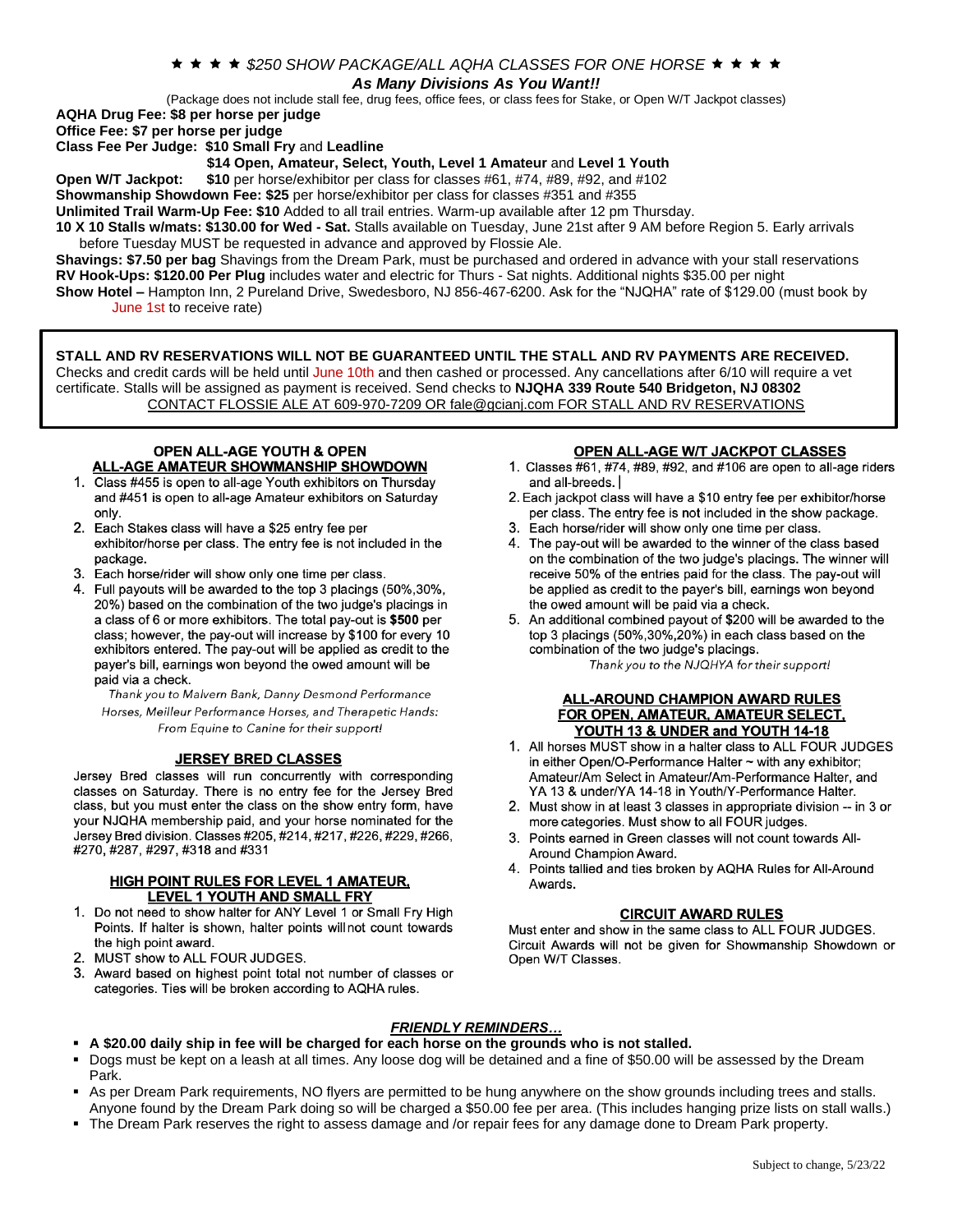★ ★ ★ ★ *$250 SHOW PACKAGE/ALL AQHA CLASSES FOR ONE HORSE* ★ ★ ★ ★

***As Many Divisions As You Want!!***

(Package does not include stall fee, drug fees, office fees, or class fees for Stake, or Open W/T Jackpot classes)

**AQHA Drug Fee: $8 per horse per judge**

**Office Fee: $7 per horse per judge**

**Class Fee Per Judge: $10 Small Fry** and **Leadline**

**$14 Open, Amateur, Select, Youth, Level 1 Amateur** and **Level 1 Youth**

**Open W/T Jackpot: $10** per horse/exhibitor per class for classes #61, #74, #89, #92, and #102

**Showmanship Showdown Fee: $25** per horse/exhibitor per class for classes #351 and #355

**Unlimited Trail Warm-Up Fee: $10** Added to all trail entries. Warm-up available after 12 pm Thursday.

**10 X 10 Stalls w/mats: $130.00 for Wed - Sat.** Stalls available on Tuesday, June 21st after 9 AM before Region 5. Early arrivals before Tuesday MUST be requested in advance and approved by Flossie Ale.

**Shavings: $7.50 per bag** Shavings from the Dream Park, must be purchased and ordered in advance with your stall reservations

**RV Hook-Ups: $120.00 Per Plug** includes water and electric for Thurs - Sat nights. Additional nights $35.00 per night

**Show Hotel –** Hampton Inn, 2 Pureland Drive, Swedesboro, NJ 856-467-6200. Ask for the "NJQHA" rate of $129.00 (must book by June 1st to receive rate)

**STALL AND RV RESERVATIONS WILL NOT BE GUARANTEED UNTIL THE STALL AND RV PAYMENTS ARE RECEIVED.** Checks and credit cards will be held until June 10th and then cashed or processed. Any cancellations after 6/10 will require a vet certificate. Stalls will be assigned as payment is received. Send checks to **NJQHA 339 Route 540 Bridgeton, NJ 08302**

CONTACT FLOSSIE ALE AT 609-970-7209 OR fale@gcianj.com FOR STALL AND RV RESERVATIONS

## OPEN ALL-AGE YOUTH & OPEN ALL-AGE AMATEUR SHOWMANSHIP SHOWDOWN

1. Class #455 is open to all-age Youth exhibitors on Thursday and #451 is open to all-age Amateur exhibitors on Saturday only.
2. Each Stakes class will have a $25 entry fee per exhibitor/horse per class. The entry fee is not included in the package.
3. Each horse/rider will show only one time per class.
4. Full payouts will be awarded to the top 3 placings (50%,30%, 20%) based on the combination of the two judge's placings in a class of 6 or more exhibitors. The total pay-out is **$500** per class; however, the pay-out will increase by $100 for every 10 exhibitors entered. The pay-out will be applied as credit to the payer's bill, earnings won beyond the owed amount will be paid via a check.

*Thank you to Malvern Bank, Danny Desmond Performance Horses, Meilleur Performance Horses, and Therapetic Hands: From Equine to Canine for their support!*

## JERSEY BRED CLASSES

Jersey Bred classes will run concurrently with corresponding classes on Saturday. There is no entry fee for the Jersey Bred class, but you must enter the class on the show entry form, have your NJQHA membership paid, and your horse nominated for the Jersey Bred division. Classes #205, #214, #217, #226, #229, #266, #270, #287, #297, #318 and #331

## HIGH POINT RULES FOR LEVEL 1 AMATEUR, LEVEL 1 YOUTH AND SMALL FRY

1. Do not need to show halter for ANY Level 1 or Small Fry High Points. If halter is shown, halter points will not count towards the high point award.
2. MUST show to ALL FOUR JUDGES.
3. Award based on highest point total not number of classes or categories. Ties will be broken according to AQHA rules.

## OPEN ALL-AGE W/T JACKPOT CLASSES

1. Classes #61, #74, #89, #92, and #106 are open to all-age riders and all-breeds. |
2. Each jackpot class will have a $10 entry fee per exhibitor/horse per class. The entry fee is not included in the show package.
3. Each horse/rider will show only one time per class.
4. The pay-out will be awarded to the winner of the class based on the combination of the two judge's placings. The winner will receive 50% of the entries paid for the class. The pay-out will be applied as credit to the payer's bill, earnings won beyond the owed amount will be paid via a check.
5. An additional combined payout of $200 will be awarded to the top 3 placings (50%,30%,20%) in each class based on the combination of the two judge's placings.

*Thank you to the NJQHYA for their support!*

## ALL-AROUND CHAMPION AWARD RULES FOR OPEN, AMATEUR, AMATEUR SELECT, YOUTH 13 & UNDER and YOUTH 14-18

1. All horses MUST show in a halter class to ALL FOUR JUDGES in either Open/O-Performance Halter ~ with any exhibitor; Amateur/Am Select in Amateur/Am-Performance Halter, and YA 13 & under/YA 14-18 in Youth/Y-Performance Halter.
2. Must show in at least 3 classes in appropriate division -- in 3 or more categories. Must show to all FOUR judges.
3. Points earned in Green classes will not count towards All-Around Champion Award.
4. Points tallied and ties broken by AQHA Rules for All-Around Awards.

## CIRCUIT AWARD RULES

Must enter and show in the same class to ALL FOUR JUDGES. Circuit Awards will not be given for Showmanship Showdown or Open W/T Classes.

## *FRIENDLY REMINDERS…*

- **A $20.00 daily ship in fee will be charged for each horse on the grounds who is not stalled.**
- Dogs must be kept on a leash at all times. Any loose dog will be detained and a fine of $50.00 will be assessed by the Dream Park.
- As per Dream Park requirements, NO flyers are permitted to be hung anywhere on the show grounds including trees and stalls. Anyone found by the Dream Park doing so will be charged a $50.00 fee per area. (This includes hanging prize lists on stall walls.)
- The Dream Park reserves the right to assess damage and /or repair fees for any damage done to Dream Park property.

Subject to change, 5/23/22